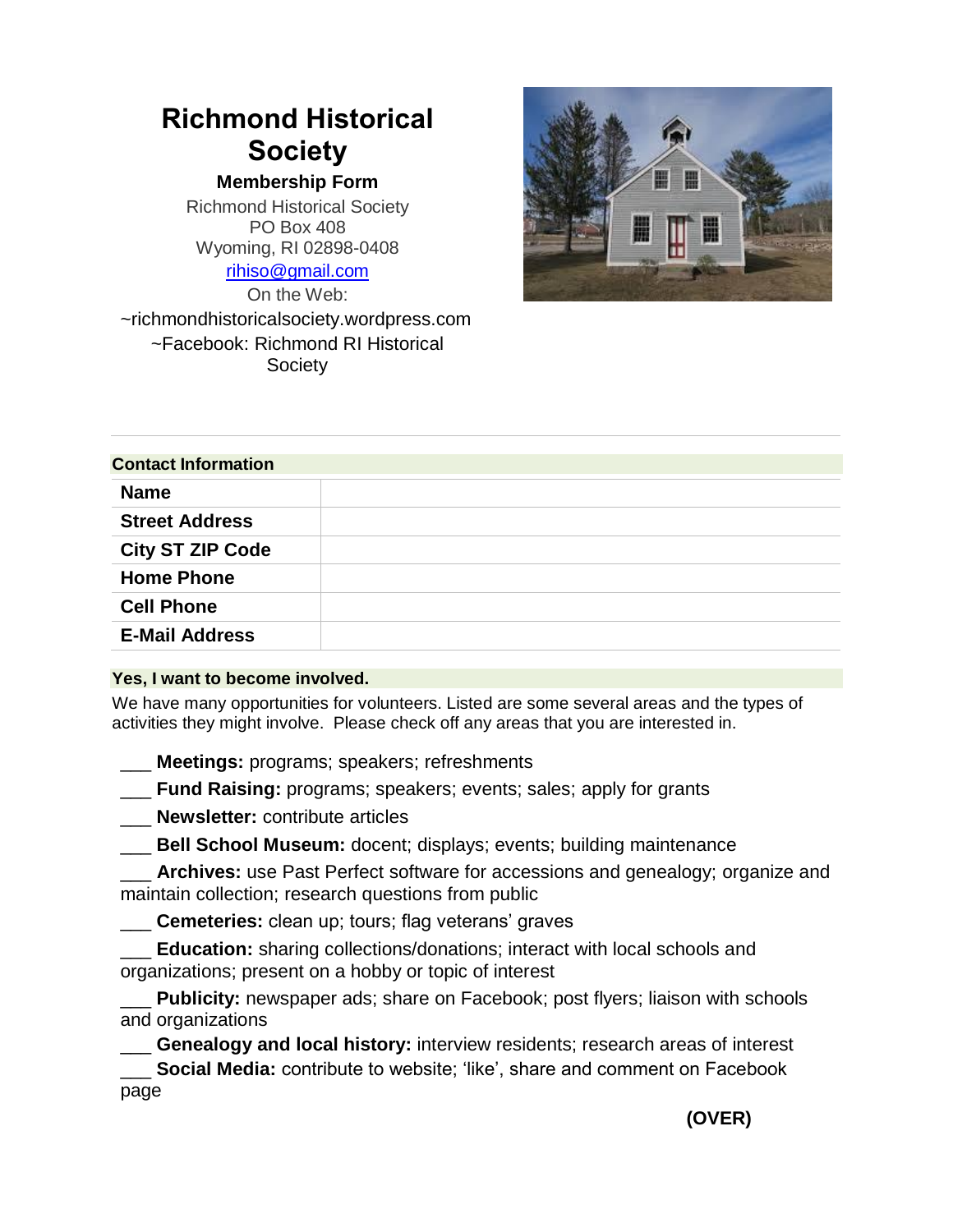# Richmond Historical Society

### Membership Form

Richmond Historical Society
PO Box 408
Wyoming, RI 02898-0408
rihiso@gmail.com
On the Web:
~richmondhistoricalsociety.wordpress.com
~Facebook: Richmond RI Historical Society

---

| Contact Information | |
|---|---|
| **Name** | |
| **Street Address** | |
| **City ST ZIP Code** | |
| **Home Phone** | |
| **Cell Phone** | |
| **E-Mail Address** | |

**Yes, I want to become involved.**

We have many opportunities for volunteers. Listed are some several areas and the types of activities they might involve. Please check off any areas that you are interested in.

___ **Meetings:** programs; speakers; refreshments

___ **Fund Raising:** programs; speakers; events; sales; apply for grants

___ **Newsletter:** contribute articles

___ **Bell School Museum:** docent; displays; events; building maintenance

___ **Archives:** use Past Perfect software for accessions and genealogy; organize and maintain collection; research questions from public

___ **Cemeteries:** clean up; tours; flag veterans' graves

___ **Education:** sharing collections/donations; interact with local schools and organizations; present on a hobby or topic of interest

___ **Publicity:** newspaper ads; share on Facebook; post flyers; liaison with schools and organizations

___ **Genealogy and local history:** interview residents; research areas of interest

___ **Social Media:** contribute to website; 'like', share and comment on Facebook page

**(OVER)**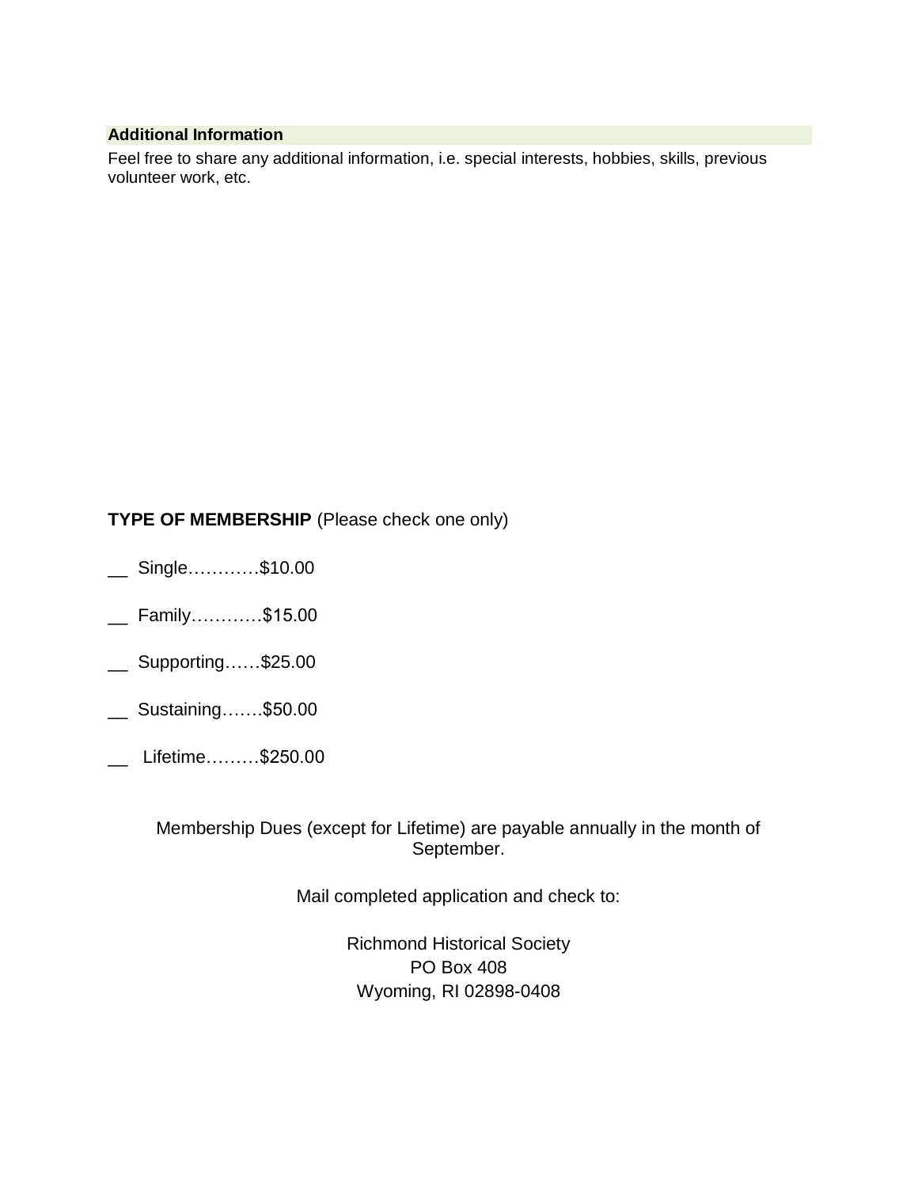**Additional Information**

Feel free to share any additional information, i.e. special interests, hobbies, skills, previous volunteer work, etc.

**TYPE OF MEMBERSHIP** (Please check one only)

__ Single…………$10.00

__ Family…………$15.00

__ Supporting……$25.00

__ Sustaining…….$50.00

__ Lifetime………$250.00

Membership Dues (except for Lifetime) are payable annually in the month of September.

Mail completed application and check to:

Richmond Historical Society
PO Box 408
Wyoming, RI 02898-0408